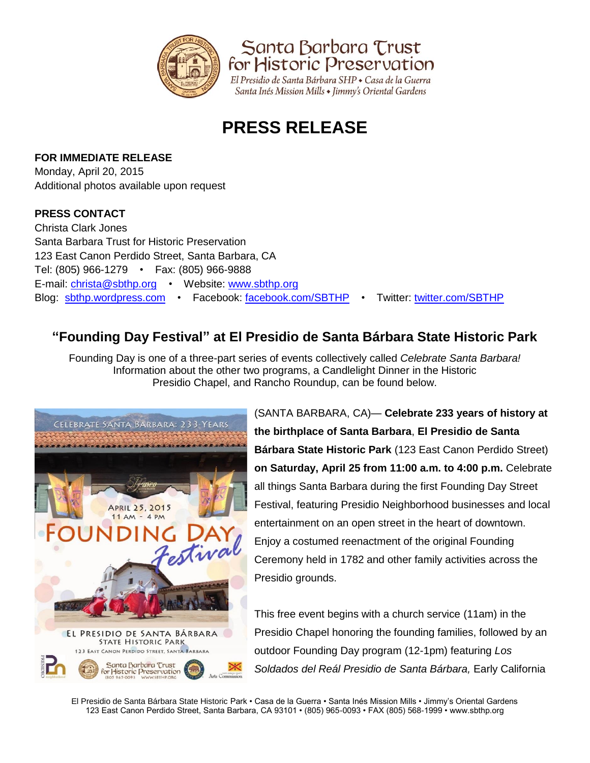Santa Barbara Trust for Historic Preservation

El Presidio de Santa Bárbara SHP • Casa de la Guerra
Santa Inés Mission Mills • Jimmy's Oriental Gardens

# PRESS RELEASE

**FOR IMMEDIATE RELEASE**
Monday, April 20, 2015
Additional photos available upon request

**PRESS CONTACT**
Christa Clark Jones
Santa Barbara Trust for Historic Preservation
123 East Canon Perdido Street, Santa Barbara, CA
Tel: (805) 966-1279 • Fax: (805) 966-9888
E-mail: christa@sbthp.org • Website: www.sbthp.org
Blog: sbthp.wordpress.com • Facebook: facebook.com/SBTHP • Twitter: twitter.com/SBTHP

## "Founding Day Festival" at El Presidio de Santa Bárbara State Historic Park

Founding Day is one of a three-part series of events collectively called *Celebrate Santa Barbara!* Information about the other two programs, a Candlelight Dinner in the Historic Presidio Chapel, and Rancho Roundup, can be found below.

(SANTA BARBARA, CA)— **Celebrate 233 years of history at the birthplace of Santa Barbara**, **El Presidio de Santa Bárbara State Historic Park** (123 East Canon Perdido Street) **on Saturday, April 25 from 11:00 a.m. to 4:00 p.m.** Celebrate all things Santa Barbara during the first Founding Day Street Festival, featuring Presidio Neighborhood businesses and local entertainment on an open street in the heart of downtown. Enjoy a costumed reenactment of the original Founding Ceremony held in 1782 and other family activities across the Presidio grounds.

This free event begins with a church service (11am) in the Presidio Chapel honoring the founding families, followed by an outdoor Founding Day program (12-1pm) featuring *Los Soldados del Reál Presidio de Santa Bárbara,* Early California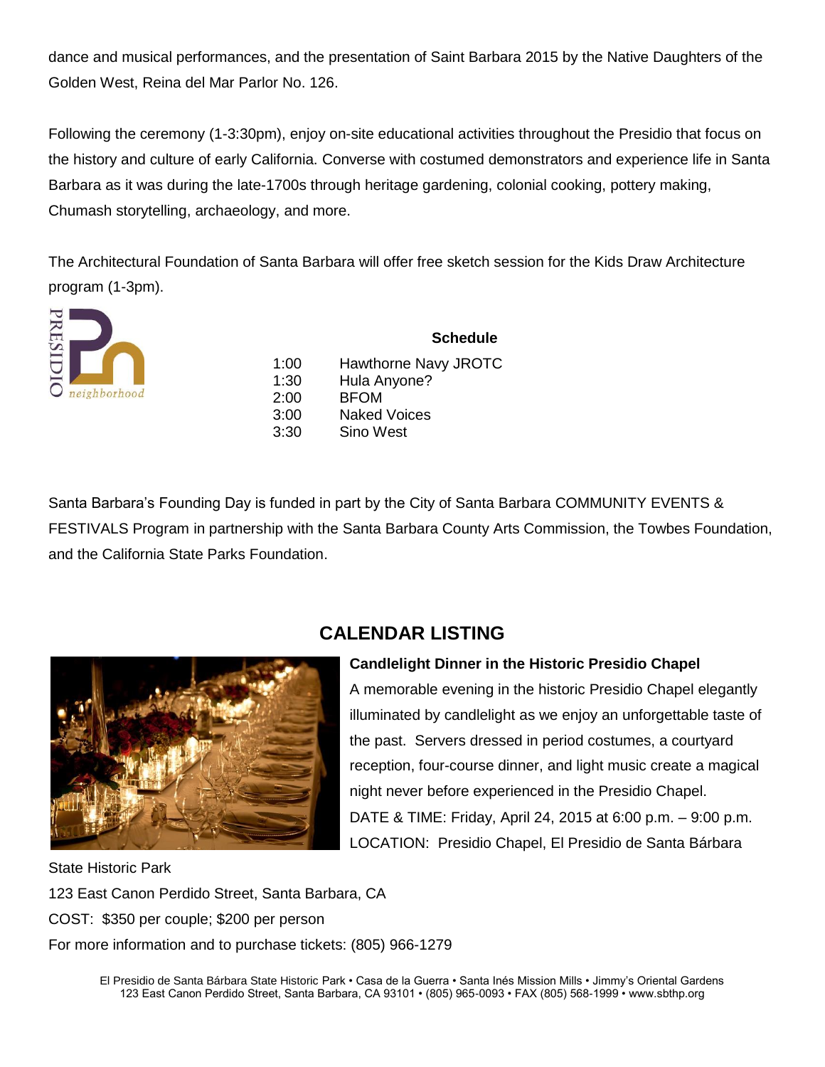dance and musical performances, and the presentation of Saint Barbara 2015 by the Native Daughters of the Golden West, Reina del Mar Parlor No. 126.

Following the ceremony (1-3:30pm), enjoy on-site educational activities throughout the Presidio that focus on the history and culture of early California. Converse with costumed demonstrators and experience life in Santa Barbara as it was during the late-1700s through heritage gardening, colonial cooking, pottery making, Chumash storytelling, archaeology, and more.

The Architectural Foundation of Santa Barbara will offer free sketch session for the Kids Draw Architecture program (1-3pm).

PRESIDIO neighborhood

**Schedule**

| | |
|---|---|
| 1:00 | Hawthorne Navy JROTC |
| 1:30 | Hula Anyone? |
| 2:00 | BFOM |
| 3:00 | Naked Voices |
| 3:30 | Sino West |

Santa Barbara's Founding Day is funded in part by the City of Santa Barbara COMMUNITY EVENTS & FESTIVALS Program in partnership with the Santa Barbara County Arts Commission, the Towbes Foundation, and the California State Parks Foundation.

## CALENDAR LISTING

**Candlelight Dinner in the Historic Presidio Chapel**

A memorable evening in the historic Presidio Chapel elegantly illuminated by candlelight as we enjoy an unforgettable taste of the past. Servers dressed in period costumes, a courtyard reception, four-course dinner, and light music create a magical night never before experienced in the Presidio Chapel.

DATE & TIME: Friday, April 24, 2015 at 6:00 p.m. – 9:00 p.m.

LOCATION: Presidio Chapel, El Presidio de Santa Bárbara State Historic Park

123 East Canon Perdido Street, Santa Barbara, CA

COST: $350 per couple; $200 per person

For more information and to purchase tickets: (805) 966-1279

El Presidio de Santa Bárbara State Historic Park • Casa de la Guerra • Santa Inés Mission Mills • Jimmy's Oriental Gardens
123 East Canon Perdido Street, Santa Barbara, CA 93101 • (805) 965-0093 • FAX (805) 568-1999 • www.sbthp.org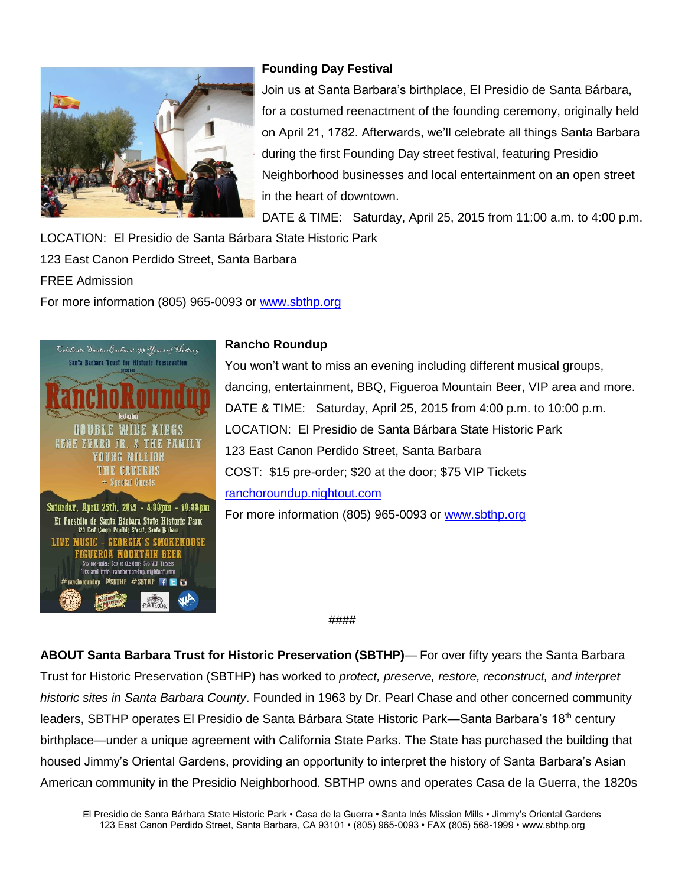**Founding Day Festival**

Join us at Santa Barbara's birthplace, El Presidio de Santa Bárbara, for a costumed reenactment of the founding ceremony, originally held on April 21, 1782. Afterwards, we'll celebrate all things Santa Barbara during the first Founding Day street festival, featuring Presidio Neighborhood businesses and local entertainment on an open street in the heart of downtown.

DATE & TIME: Saturday, April 25, 2015 from 11:00 a.m. to 4:00 p.m.

LOCATION: El Presidio de Santa Bárbara State Historic Park

123 East Canon Perdido Street, Santa Barbara

FREE Admission

For more information (805) 965-0093 or www.sbthp.org

**Rancho Roundup**

You won't want to miss an evening including different musical groups, dancing, entertainment, BBQ, Figueroa Mountain Beer, VIP area and more.

DATE & TIME: Saturday, April 25, 2015 from 4:00 p.m. to 10:00 p.m.

LOCATION: El Presidio de Santa Bárbara State Historic Park

123 East Canon Perdido Street, Santa Barbara

COST: $15 pre-order; $20 at the door; $75 VIP Tickets

ranchoroundup.nightout.com

For more information (805) 965-0093 or www.sbthp.org

####

**ABOUT Santa Barbara Trust for Historic Preservation (SBTHP)**— For over fifty years the Santa Barbara Trust for Historic Preservation (SBTHP) has worked to *protect, preserve, restore, reconstruct, and interpret historic sites in Santa Barbara County*. Founded in 1963 by Dr. Pearl Chase and other concerned community leaders, SBTHP operates El Presidio de Santa Bárbara State Historic Park—Santa Barbara's 18th century birthplace—under a unique agreement with California State Parks. The State has purchased the building that housed Jimmy's Oriental Gardens, providing an opportunity to interpret the history of Santa Barbara's Asian American community in the Presidio Neighborhood. SBTHP owns and operates Casa de la Guerra, the 1820s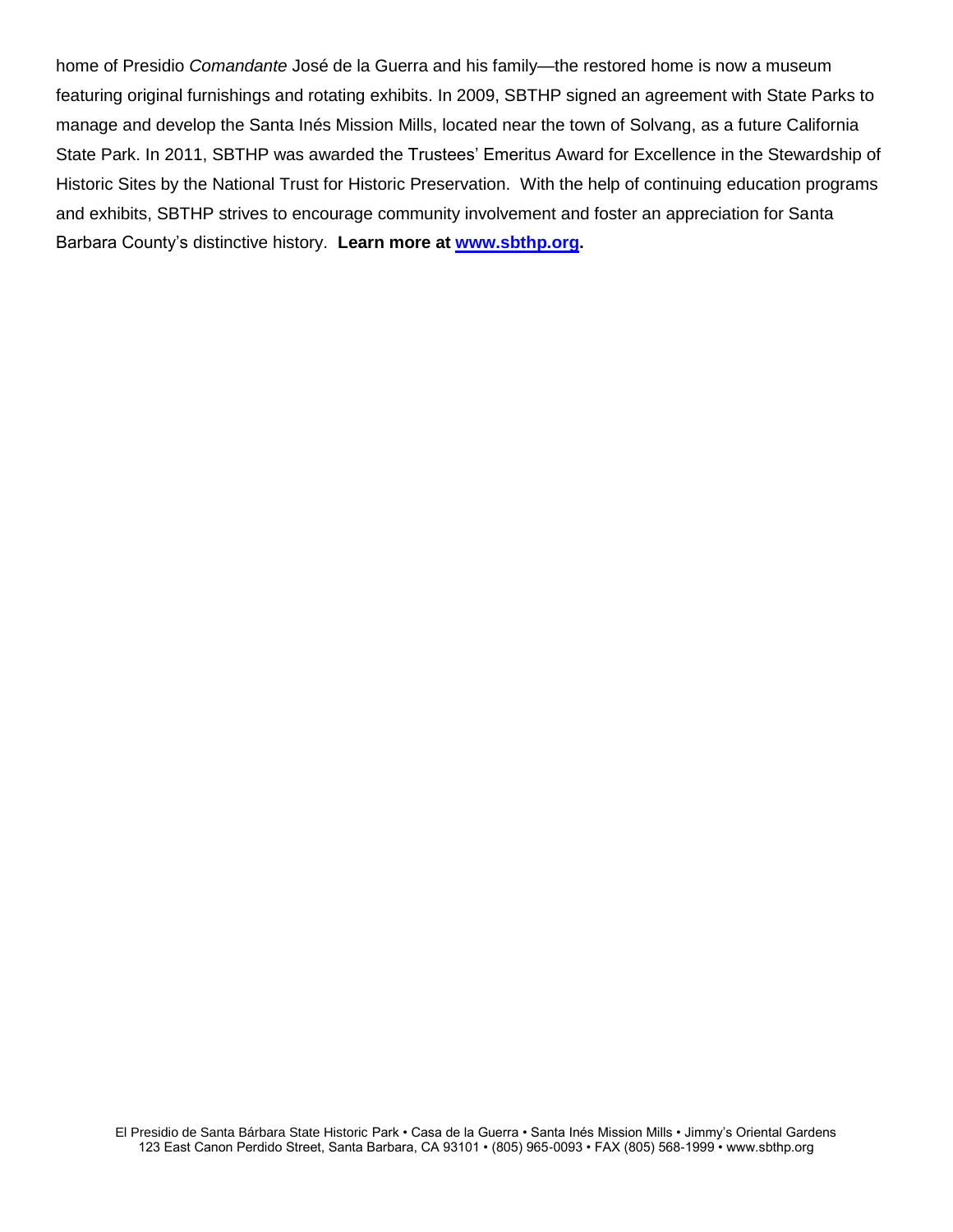home of Presidio *Comandante* José de la Guerra and his family—the restored home is now a museum featuring original furnishings and rotating exhibits. In 2009, SBTHP signed an agreement with State Parks to manage and develop the Santa Inés Mission Mills, located near the town of Solvang, as a future California State Park. In 2011, SBTHP was awarded the Trustees' Emeritus Award for Excellence in the Stewardship of Historic Sites by the National Trust for Historic Preservation. With the help of continuing education programs and exhibits, SBTHP strives to encourage community involvement and foster an appreciation for Santa Barbara County's distinctive history. **Learn more at [www.sbthp.org](http://www.sbthp.org).**

El Presidio de Santa Bárbara State Historic Park • Casa de la Guerra • Santa Inés Mission Mills • Jimmy's Oriental Gardens
123 East Canon Perdido Street, Santa Barbara, CA 93101 • (805) 965-0093 • FAX (805) 568-1999 • www.sbthp.org